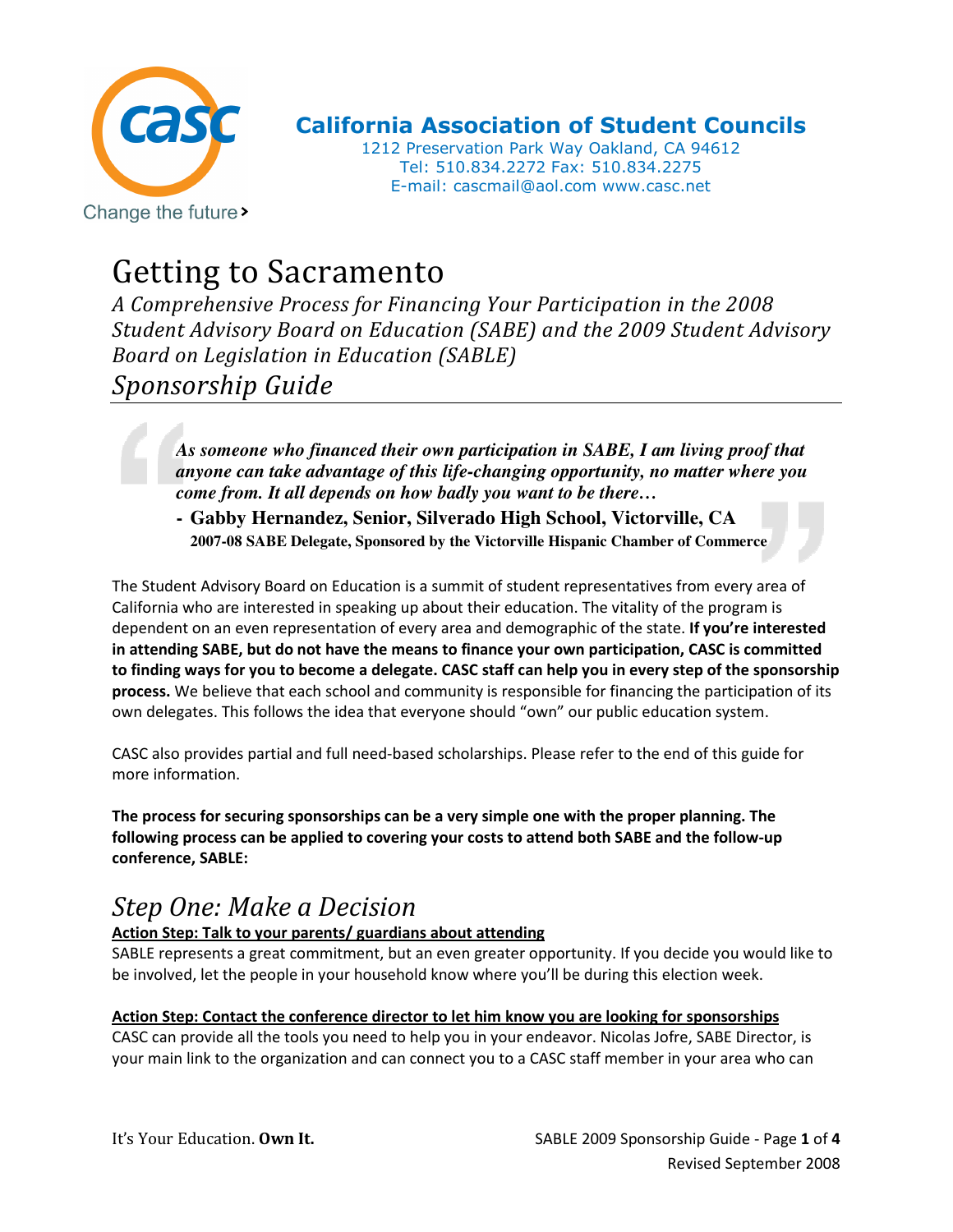California Association of Student Councils

1212 Preservation Park Way Oakland, CA 94612
Tel: 510.834.2272 Fax: 510.834.2275
E-mail: cascmail@aol.com www.casc.net

Change the future

# Getting to Sacramento

*A Comprehensive Process for Financing Your Participation in the 2008 Student Advisory Board on Education (SABE) and the 2009 Student Advisory Board on Legislation in Education (SABLE)*

## *Sponsorship Guide*

> ***As someone who financed their own participation in SABE, I am living proof that anyone can take advantage of this life-changing opportunity, no matter where you come from. It all depends on how badly you want to be there…***
>
> **- Gabby Hernandez, Senior, Silverado High School, Victorville, CA**
> **2007-08 SABE Delegate, Sponsored by the Victorville Hispanic Chamber of Commerce**

The Student Advisory Board on Education is a summit of student representatives from every area of California who are interested in speaking up about their education. The vitality of the program is dependent on an even representation of every area and demographic of the state. **If you're interested in attending SABE, but do not have the means to finance your own participation, CASC is committed to finding ways for you to become a delegate. CASC staff can help you in every step of the sponsorship process.** We believe that each school and community is responsible for financing the participation of its own delegates. This follows the idea that everyone should "own" our public education system.

CASC also provides partial and full need-based scholarships. Please refer to the end of this guide for more information.

**The process for securing sponsorships can be a very simple one with the proper planning. The following process can be applied to covering your costs to attend both SABE and the follow-up conference, SABLE:**

## *Step One: Make a Decision*

**Action Step: Talk to your parents/ guardians about attending**

SABLE represents a great commitment, but an even greater opportunity. If you decide you would like to be involved, let the people in your household know where you'll be during this election week.

**Action Step: Contact the conference director to let him know you are looking for sponsorships**

CASC can provide all the tools you need to help you in your endeavor. Nicolas Jofre, SABE Director, is your main link to the organization and can connect you to a CASC staff member in your area who can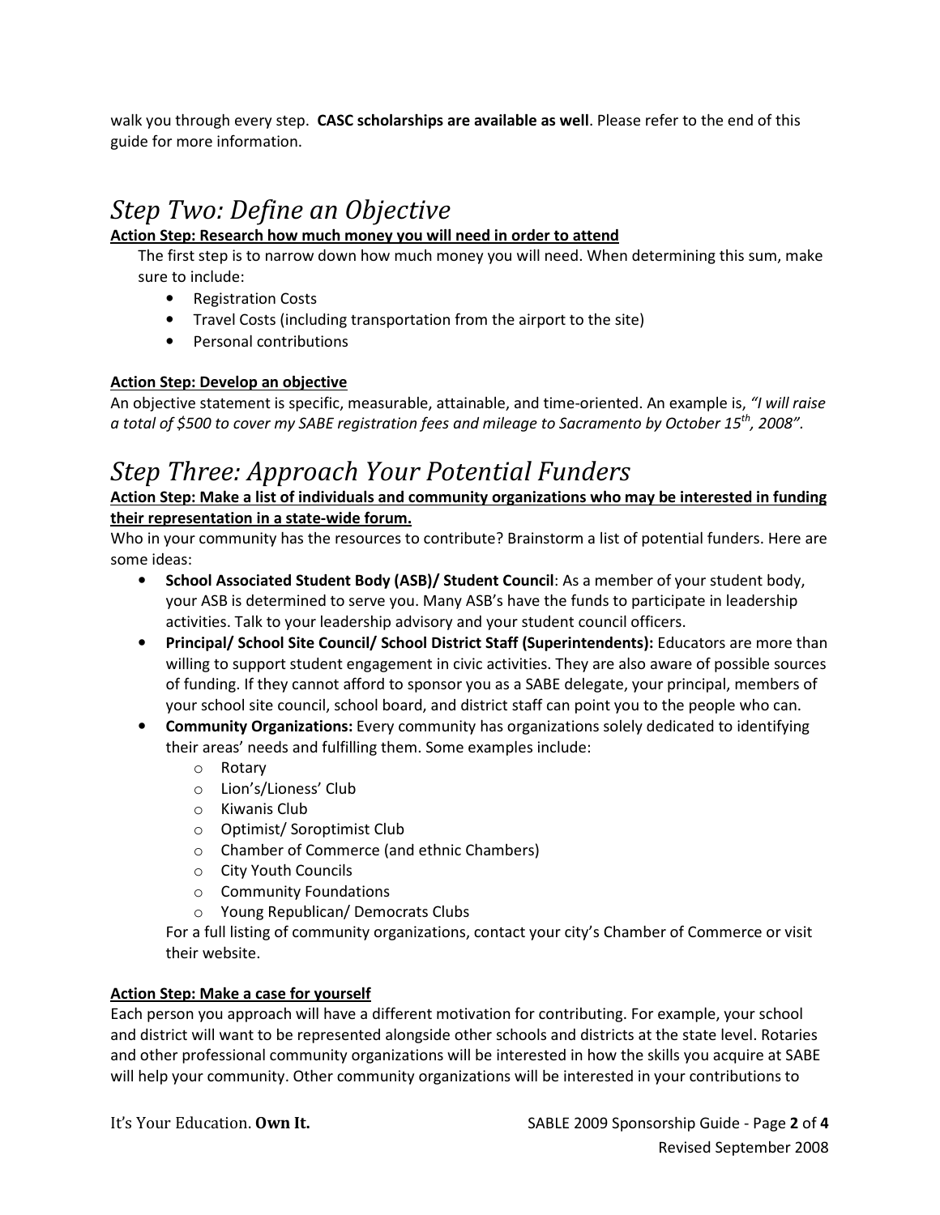walk you through every step. **CASC scholarships are available as well**. Please refer to the end of this guide for more information.

## *Step Two: Define an Objective*

**Action Step: Research how much money you will need in order to attend**

The first step is to narrow down how much money you will need. When determining this sum, make sure to include:

- Registration Costs
- Travel Costs (including transportation from the airport to the site)
- Personal contributions

**Action Step: Develop an objective**

An objective statement is specific, measurable, attainable, and time-oriented. An example is, *"I will raise a total of $500 to cover my SABE registration fees and mileage to Sacramento by October 15th, 2008".*

## *Step Three: Approach Your Potential Funders*

**Action Step: Make a list of individuals and community organizations who may be interested in funding their representation in a state-wide forum.**

Who in your community has the resources to contribute? Brainstorm a list of potential funders. Here are some ideas:

- **School Associated Student Body (ASB)/ Student Council**: As a member of your student body, your ASB is determined to serve you. Many ASB's have the funds to participate in leadership activities. Talk to your leadership advisory and your student council officers.
- **Principal/ School Site Council/ School District Staff (Superintendents):** Educators are more than willing to support student engagement in civic activities. They are also aware of possible sources of funding. If they cannot afford to sponsor you as a SABE delegate, your principal, members of your school site council, school board, and district staff can point you to the people who can.
- **Community Organizations:** Every community has organizations solely dedicated to identifying their areas' needs and fulfilling them. Some examples include:
  - Rotary
  - Lion's/Lioness' Club
  - Kiwanis Club
  - Optimist/ Soroptimist Club
  - Chamber of Commerce (and ethnic Chambers)
  - City Youth Councils
  - Community Foundations
  - Young Republican/ Democrats Clubs

  For a full listing of community organizations, contact your city's Chamber of Commerce or visit their website.

**Action Step: Make a case for yourself**

Each person you approach will have a different motivation for contributing. For example, your school and district will want to be represented alongside other schools and districts at the state level. Rotaries and other professional community organizations will be interested in how the skills you acquire at SABE will help your community. Other community organizations will be interested in your contributions to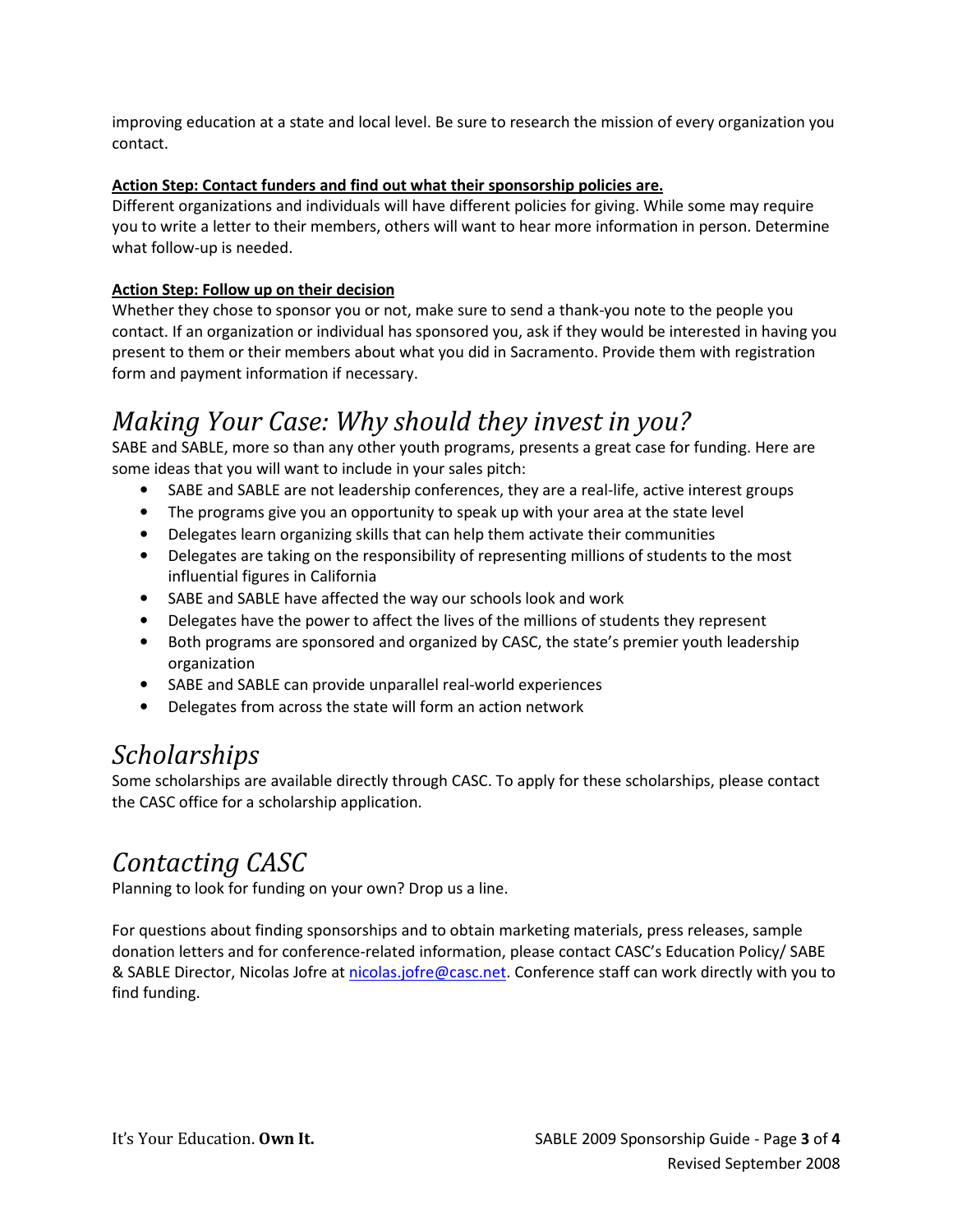improving education at a state and local level. Be sure to research the mission of every organization you contact.

**Action Step: Contact funders and find out what their sponsorship policies are.**

Different organizations and individuals will have different policies for giving. While some may require you to write a letter to their members, others will want to hear more information in person. Determine what follow-up is needed.

**Action Step: Follow up on their decision**

Whether they chose to sponsor you or not, make sure to send a thank-you note to the people you contact. If an organization or individual has sponsored you, ask if they would be interested in having you present to them or their members about what you did in Sacramento. Provide them with registration form and payment information if necessary.

# *Making Your Case: Why should they invest in you?*

SABE and SABLE, more so than any other youth programs, presents a great case for funding. Here are some ideas that you will want to include in your sales pitch:

- SABE and SABLE are not leadership conferences, they are a real-life, active interest groups
- The programs give you an opportunity to speak up with your area at the state level
- Delegates learn organizing skills that can help them activate their communities
- Delegates are taking on the responsibility of representing millions of students to the most influential figures in California
- SABE and SABLE have affected the way our schools look and work
- Delegates have the power to affect the lives of the millions of students they represent
- Both programs are sponsored and organized by CASC, the state's premier youth leadership organization
- SABE and SABLE can provide unparallel real-world experiences
- Delegates from across the state will form an action network

# *Scholarships*

Some scholarships are available directly through CASC. To apply for these scholarships, please contact the CASC office for a scholarship application.

# *Contacting CASC*

Planning to look for funding on your own? Drop us a line.

For questions about finding sponsorships and to obtain marketing materials, press releases, sample donation letters and for conference-related information, please contact CASC's Education Policy/ SABE & SABLE Director, Nicolas Jofre at nicolas.jofre@casc.net. Conference staff can work directly with you to find funding.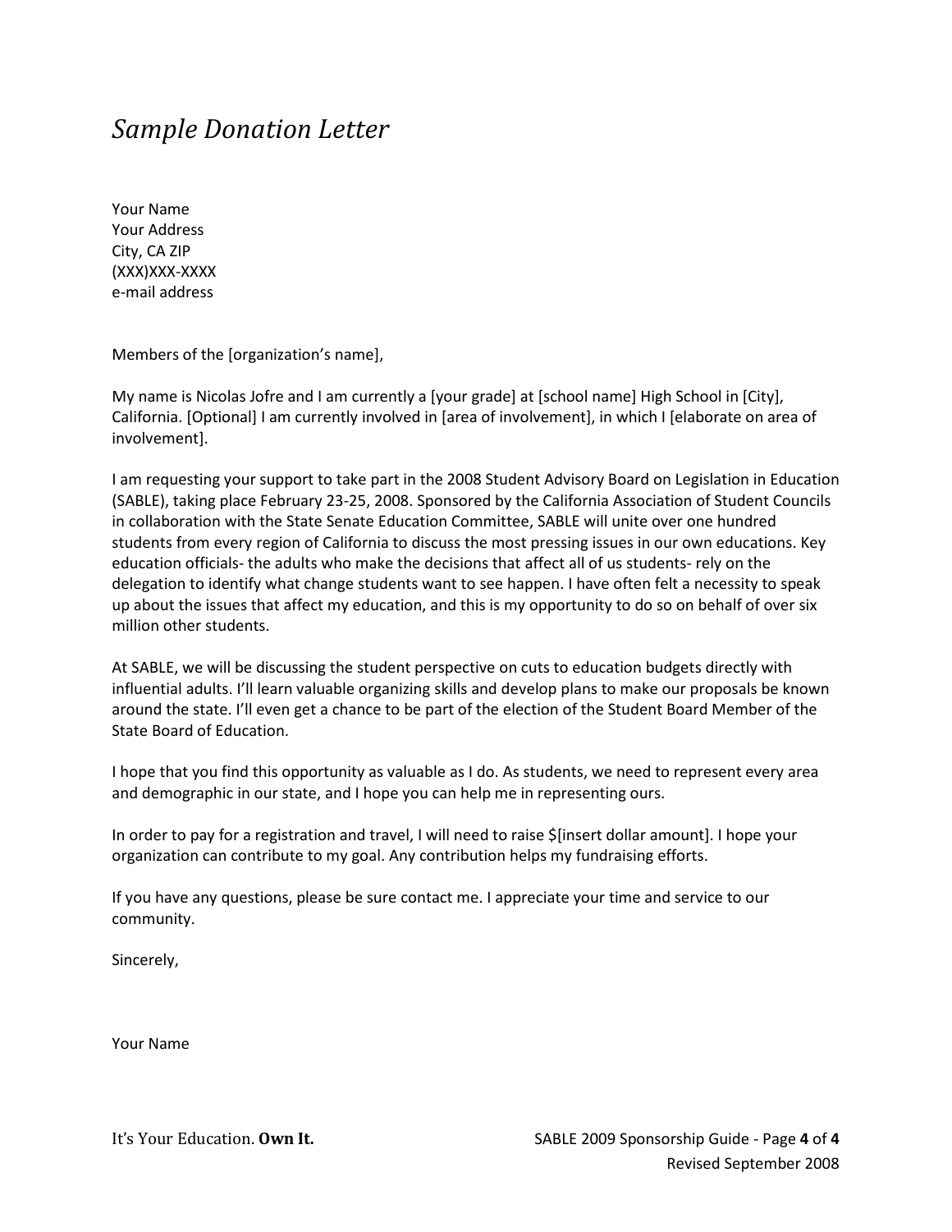# *Sample Donation Letter*

Your Name
Your Address
City, CA ZIP
(XXX)XXX-XXXX
e-mail address

Members of the [organization's name],

My name is Nicolas Jofre and I am currently a [your grade] at [school name] High School in [City], California. [Optional] I am currently involved in [area of involvement], in which I [elaborate on area of involvement].

I am requesting your support to take part in the 2008 Student Advisory Board on Legislation in Education (SABLE), taking place February 23-25, 2008. Sponsored by the California Association of Student Councils in collaboration with the State Senate Education Committee, SABLE will unite over one hundred students from every region of California to discuss the most pressing issues in our own educations. Key education officials- the adults who make the decisions that affect all of us students- rely on the delegation to identify what change students want to see happen. I have often felt a necessity to speak up about the issues that affect my education, and this is my opportunity to do so on behalf of over six million other students.

At SABLE, we will be discussing the student perspective on cuts to education budgets directly with influential adults. I'll learn valuable organizing skills and develop plans to make our proposals be known around the state. I'll even get a chance to be part of the election of the Student Board Member of the State Board of Education.

I hope that you find this opportunity as valuable as I do. As students, we need to represent every area and demographic in our state, and I hope you can help me in representing ours.

In order to pay for a registration and travel, I will need to raise $[insert dollar amount]. I hope your organization can contribute to my goal. Any contribution helps my fundraising efforts.

If you have any questions, please be sure contact me. I appreciate your time and service to our community.

Sincerely,

Your Name